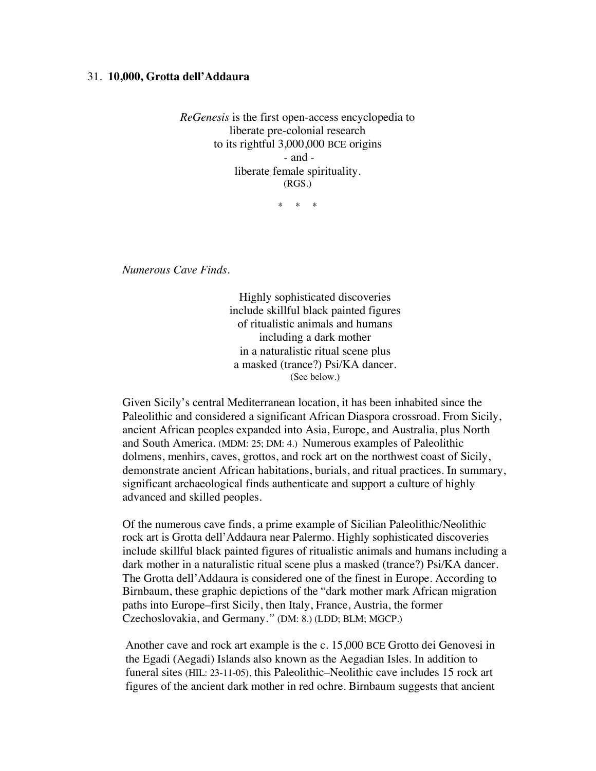31. **10,000, Grotta dell'Addaura**

*ReGenesis* is the first open-access encyclopedia to
liberate pre-colonial research
to its rightful 3,000,000 BCE origins
\- and -
liberate female spirituality.
(RGS.)

\* \* \*

*Numerous Cave Finds.*

Highly sophisticated discoveries
include skillful black painted figures
of ritualistic animals and humans
including a dark mother
in a naturalistic ritual scene plus
a masked (trance?) Psi/KA dancer.
(See below.)

Given Sicily's central Mediterranean location, it has been inhabited since the Paleolithic and considered a significant African Diaspora crossroad. From Sicily, ancient African peoples expanded into Asia, Europe, and Australia, plus North and South America. (MDM: 25; DM: 4.) Numerous examples of Paleolithic dolmens, menhirs, caves, grottos, and rock art on the northwest coast of Sicily, demonstrate ancient African habitations, burials, and ritual practices. In summary, significant archaeological finds authenticate and support a culture of highly advanced and skilled peoples.

Of the numerous cave finds, a prime example of Sicilian Paleolithic/Neolithic rock art is Grotta dell'Addaura near Palermo. Highly sophisticated discoveries include skillful black painted figures of ritualistic animals and humans including a dark mother in a naturalistic ritual scene plus a masked (trance?) Psi/KA dancer. The Grotta dell'Addaura is considered one of the finest in Europe. According to Birnbaum, these graphic depictions of the "dark mother mark African migration paths into Europe–first Sicily, then Italy, France, Austria, the former Czechoslovakia, and Germany." (DM: 8.) (LDD; BLM; MGCP.)

Another cave and rock art example is the c. 15,000 BCE Grotto dei Genovesi in the Egadi (Aegadi) Islands also known as the Aegadian Isles. In addition to funeral sites (HIL: 23-11-05), this Paleolithic–Neolithic cave includes 15 rock art figures of the ancient dark mother in red ochre. Birnbaum suggests that ancient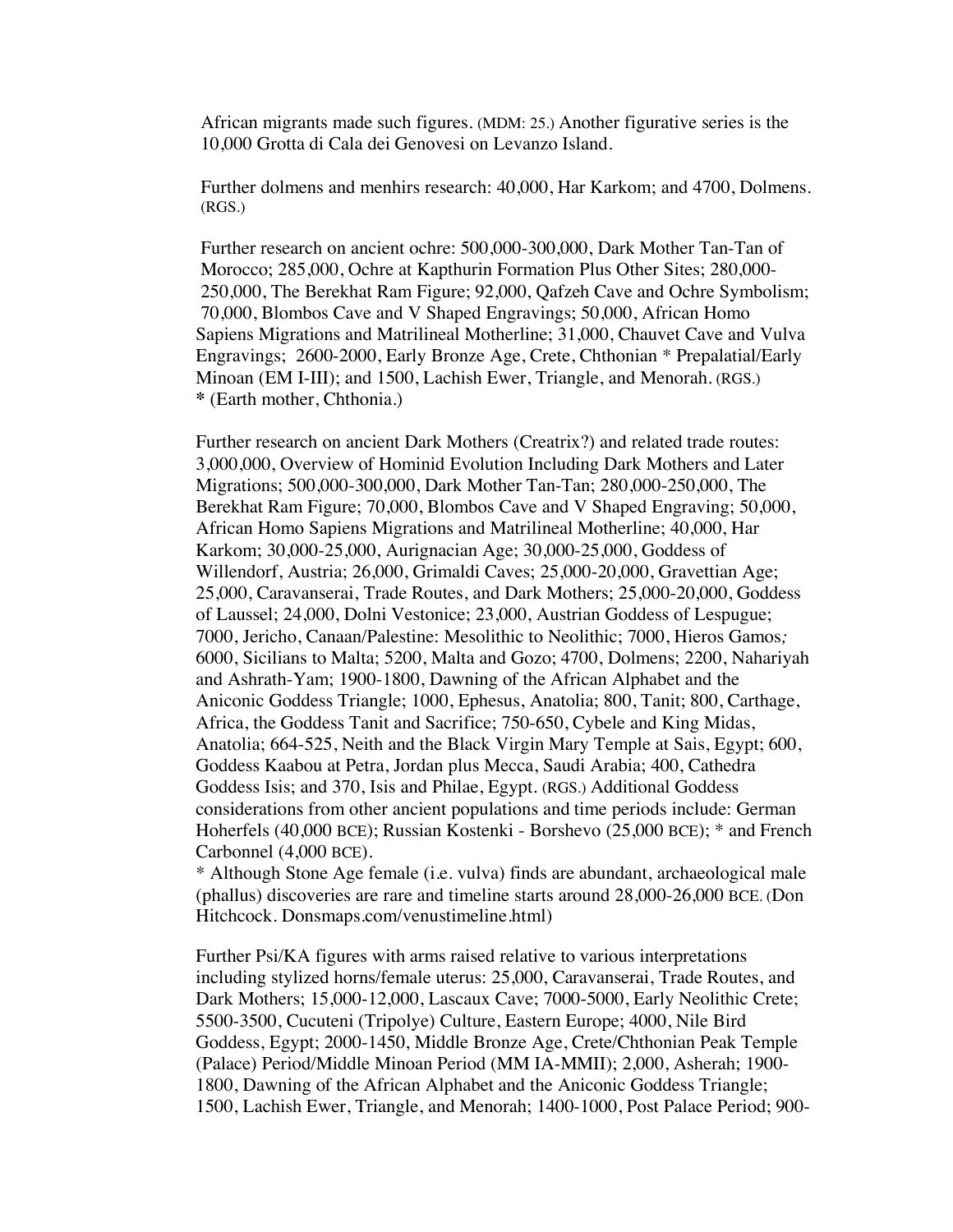African migrants made such figures. (MDM: 25.) Another figurative series is the 10,000 Grotta di Cala dei Genovesi on Levanzo Island.

Further dolmens and menhirs research: 40,000, Har Karkom; and 4700, Dolmens. (RGS.)

Further research on ancient ochre: 500,000-300,000, Dark Mother Tan-Tan of Morocco; 285,000, Ochre at Kapthurin Formation Plus Other Sites; 280,000-250,000, The Berekhat Ram Figure; 92,000, Qafzeh Cave and Ochre Symbolism; 70,000, Blombos Cave and V Shaped Engravings; 50,000, African Homo Sapiens Migrations and Matrilineal Motherline; 31,000, Chauvet Cave and Vulva Engravings; 2600-2000, Early Bronze Age, Crete, Chthonian * Prepalatial/Early Minoan (EM I-III); and 1500, Lachish Ewer, Triangle, and Menorah. (RGS.)
**\*** (Earth mother, Chthonia.)

Further research on ancient Dark Mothers (Creatrix?) and related trade routes: 3,000,000, Overview of Hominid Evolution Including Dark Mothers and Later Migrations; 500,000-300,000, Dark Mother Tan-Tan; 280,000-250,000, The Berekhat Ram Figure; 70,000, Blombos Cave and V Shaped Engraving; 50,000, African Homo Sapiens Migrations and Matrilineal Motherline; 40,000, Har Karkom; 30,000-25,000, Aurignacian Age; 30,000-25,000, Goddess of Willendorf, Austria; 26,000, Grimaldi Caves; 25,000-20,000, Gravettian Age; 25,000, Caravanserai, Trade Routes, and Dark Mothers; 25,000-20,000, Goddess of Laussel; 24,000, Dolni Vestonice; 23,000, Austrian Goddess of Lespugue; 7000, Jericho, Canaan/Palestine: Mesolithic to Neolithic; 7000, Hieros Gamos; 6000, Sicilians to Malta; 5200, Malta and Gozo; 4700, Dolmens; 2200, Nahariyah and Ashrath-Yam; 1900-1800, Dawning of the African Alphabet and the Aniconic Goddess Triangle; 1000, Ephesus, Anatolia; 800, Tanit; 800, Carthage, Africa, the Goddess Tanit and Sacrifice; 750-650, Cybele and King Midas, Anatolia; 664-525, Neith and the Black Virgin Mary Temple at Sais, Egypt; 600, Goddess Kaabou at Petra, Jordan plus Mecca, Saudi Arabia; 400, Cathedra Goddess Isis; and 370, Isis and Philae, Egypt. (RGS.) Additional Goddess considerations from other ancient populations and time periods include: German Hoherfels (40,000 BCE); Russian Kostenki - Borshevo (25,000 BCE); * and French Carbonnel (4,000 BCE).
\* Although Stone Age female (i.e. vulva) finds are abundant, archaeological male (phallus) discoveries are rare and timeline starts around 28,000-26,000 BCE. (Don Hitchcock. Donsmaps.com/venustimeline.html)

Further Psi/KA figures with arms raised relative to various interpretations including stylized horns/female uterus: 25,000, Caravanserai, Trade Routes, and Dark Mothers; 15,000-12,000, Lascaux Cave; 7000-5000, Early Neolithic Crete; 5500-3500, Cucuteni (Tripolye) Culture, Eastern Europe; 4000, Nile Bird Goddess, Egypt; 2000-1450, Middle Bronze Age, Crete/Chthonian Peak Temple (Palace) Period/Middle Minoan Period (MM IA-MMII); 2,000, Asherah; 1900-1800, Dawning of the African Alphabet and the Aniconic Goddess Triangle; 1500, Lachish Ewer, Triangle, and Menorah; 1400-1000, Post Palace Period; 900-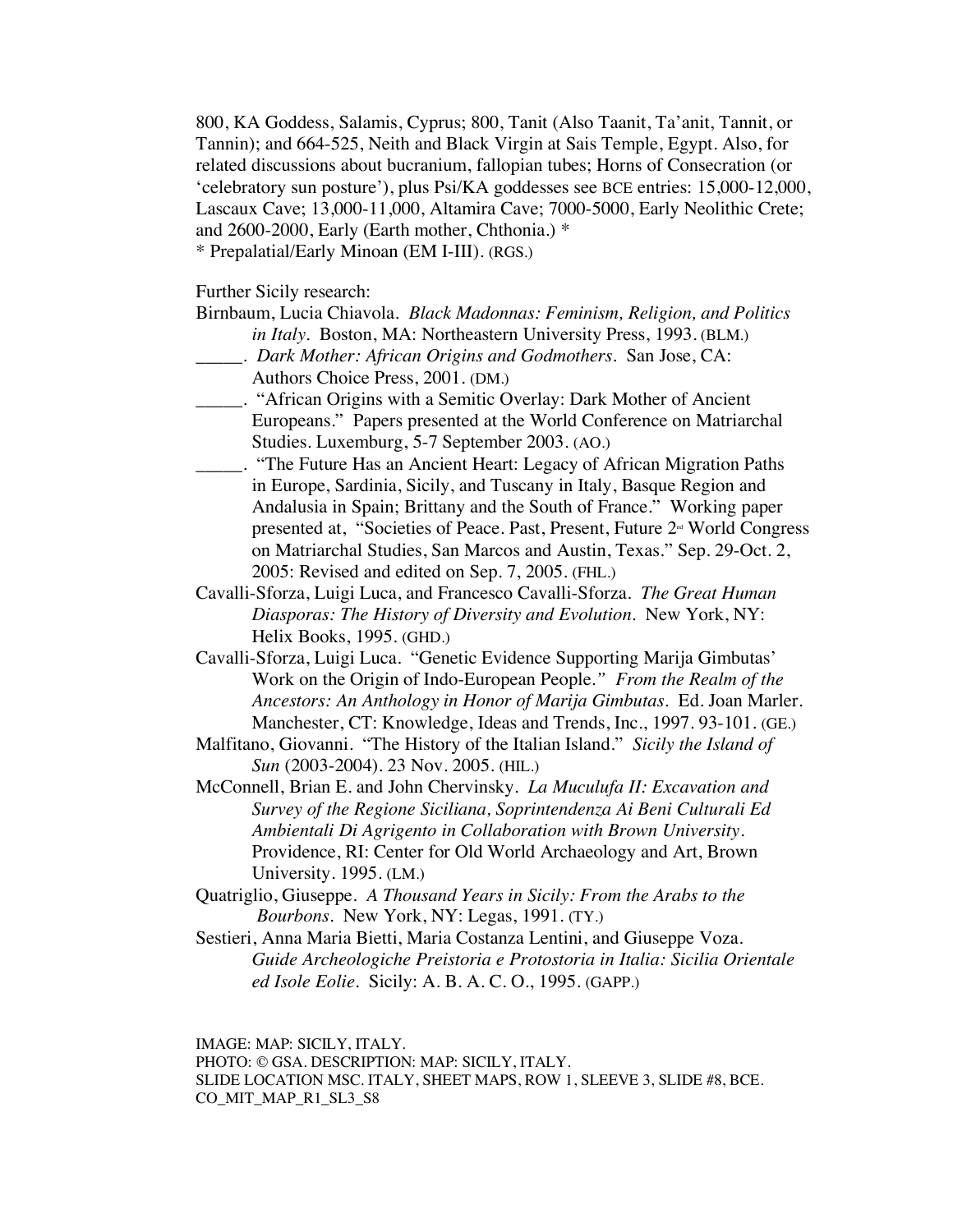800, KA Goddess, Salamis, Cyprus; 800, Tanit (Also Taanit, Ta'anit, Tannit, or Tannin); and 664-525, Neith and Black Virgin at Sais Temple, Egypt. Also, for related discussions about bucranium, fallopian tubes; Horns of Consecration (or 'celebratory sun posture'), plus Psi/KA goddesses see BCE entries: 15,000-12,000, Lascaux Cave; 13,000-11,000, Altamira Cave; 7000-5000, Early Neolithic Crete; and 2600-2000, Early (Earth mother, Chthonia.) *
* Prepalatial/Early Minoan (EM I-III). (RGS.)

Further Sicily research:

Birnbaum, Lucia Chiavola. *Black Madonnas: Feminism, Religion, and Politics in Italy*. Boston, MA: Northeastern University Press, 1993. (BLM.)

_____. *Dark Mother: African Origins and Godmothers*. San Jose, CA: Authors Choice Press, 2001. (DM.)

_____. "African Origins with a Semitic Overlay: Dark Mother of Ancient Europeans." Papers presented at the World Conference on Matriarchal Studies. Luxemburg, 5-7 September 2003. (AO.)

_____. "The Future Has an Ancient Heart: Legacy of African Migration Paths in Europe, Sardinia, Sicily, and Tuscany in Italy, Basque Region and Andalusia in Spain; Brittany and the South of France." Working paper presented at, "Societies of Peace. Past, Present, Future 2nd World Congress on Matriarchal Studies, San Marcos and Austin, Texas." Sep. 29-Oct. 2, 2005: Revised and edited on Sep. 7, 2005. (FHL.)

Cavalli-Sforza, Luigi Luca, and Francesco Cavalli-Sforza. *The Great Human Diasporas: The History of Diversity and Evolution*. New York, NY: Helix Books, 1995. (GHD.)

Cavalli-Sforza, Luigi Luca. "Genetic Evidence Supporting Marija Gimbutas' Work on the Origin of Indo-European People." *From the Realm of the Ancestors: An Anthology in Honor of Marija Gimbutas*. Ed. Joan Marler. Manchester, CT: Knowledge, Ideas and Trends, Inc., 1997. 93-101. (GE.)

Malfitano, Giovanni. "The History of the Italian Island." *Sicily the Island of Sun* (2003-2004). 23 Nov. 2005. (HIL.)

McConnell, Brian E. and John Chervinsky. *La Muculufa II: Excavation and Survey of the Regione Siciliana, Soprintendenza Ai Beni Culturali Ed Ambientali Di Agrigento in Collaboration with Brown University*. Providence, RI: Center for Old World Archaeology and Art, Brown University. 1995. (LM.)

Quatriglio, Giuseppe. *A Thousand Years in Sicily: From the Arabs to the Bourbons*. New York, NY: Legas, 1991. (TY.)

Sestieri, Anna Maria Bietti, Maria Costanza Lentini, and Giuseppe Voza. *Guide Archeologiche Preistoria e Protostoria in Italia: Sicilia Orientale ed Isole Eolie*. Sicily: A. B. A. C. O., 1995. (GAPP.)

IMAGE: MAP: SICILY, ITALY.
PHOTO: © GSA. DESCRIPTION: MAP: SICILY, ITALY.
SLIDE LOCATION MSC. ITALY, SHEET MAPS, ROW 1, SLEEVE 3, SLIDE #8, BCE.
CO_MIT_MAP_R1_SL3_S8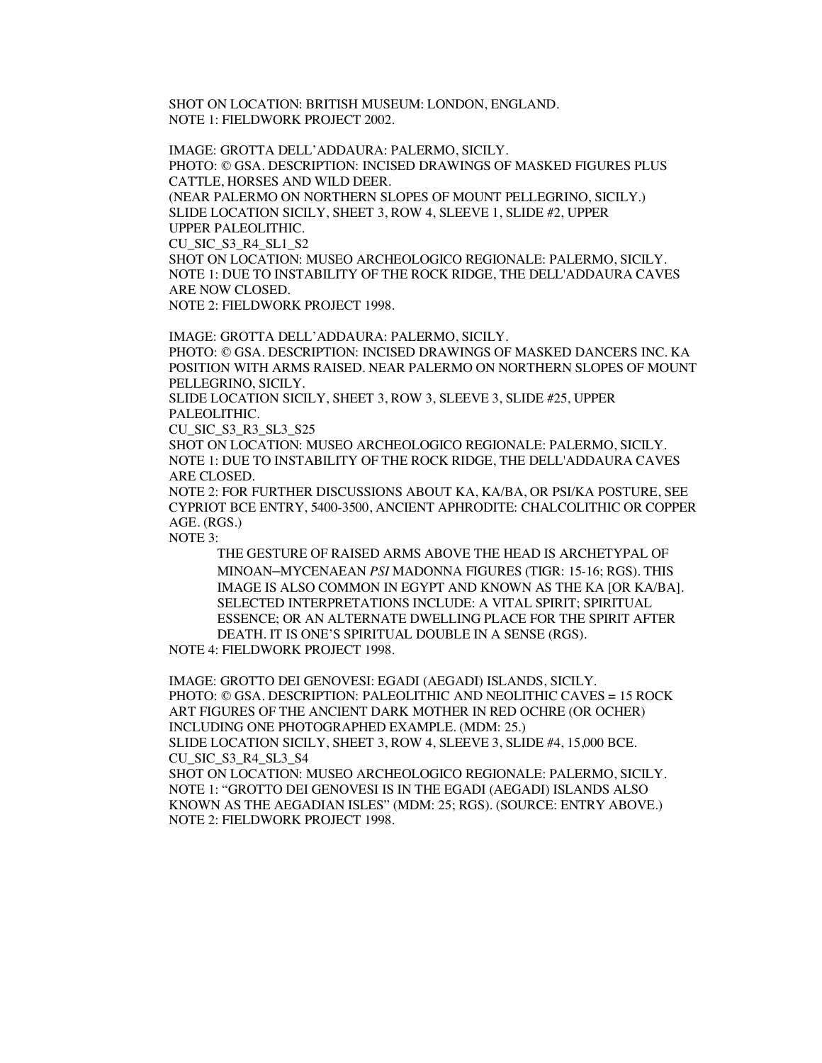SHOT ON LOCATION: BRITISH MUSEUM: LONDON, ENGLAND.
NOTE 1: FIELDWORK PROJECT 2002.

IMAGE: GROTTA DELL'ADDAURA: PALERMO, SICILY.
PHOTO: © GSA. DESCRIPTION: INCISED DRAWINGS OF MASKED FIGURES PLUS CATTLE, HORSES AND WILD DEER.
(NEAR PALERMO ON NORTHERN SLOPES OF MOUNT PELLEGRINO, SICILY.)
SLIDE LOCATION SICILY, SHEET 3, ROW 4, SLEEVE 1, SLIDE #2, UPPER UPPER PALEOLITHIC.
CU_SIC_S3_R4_SL1_S2
SHOT ON LOCATION: MUSEO ARCHEOLOGICO REGIONALE: PALERMO, SICILY.
NOTE 1: DUE TO INSTABILITY OF THE ROCK RIDGE, THE DELL'ADDAURA CAVES ARE NOW CLOSED.
NOTE 2: FIELDWORK PROJECT 1998.

IMAGE: GROTTA DELL'ADDAURA: PALERMO, SICILY.
PHOTO: © GSA. DESCRIPTION: INCISED DRAWINGS OF MASKED DANCERS INC. KA POSITION WITH ARMS RAISED. NEAR PALERMO ON NORTHERN SLOPES OF MOUNT PELLEGRINO, SICILY.
SLIDE LOCATION SICILY, SHEET 3, ROW 3, SLEEVE 3, SLIDE #25, UPPER PALEOLITHIC.
CU_SIC_S3_R3_SL3_S25
SHOT ON LOCATION: MUSEO ARCHEOLOGICO REGIONALE: PALERMO, SICILY.
NOTE 1: DUE TO INSTABILITY OF THE ROCK RIDGE, THE DELL'ADDAURA CAVES ARE CLOSED.
NOTE 2: FOR FURTHER DISCUSSIONS ABOUT KA, KA/BA, OR PSI/KA POSTURE, SEE CYPRIOT BCE ENTRY, 5400-3500, ANCIENT APHRODITE: CHALCOLITHIC OR COPPER AGE. (RGS.)
NOTE 3:

> THE GESTURE OF RAISED ARMS ABOVE THE HEAD IS ARCHETYPAL OF MINOAN–MYCENAEAN *PSI* MADONNA FIGURES (TIGR: 15-16; RGS). THIS IMAGE IS ALSO COMMON IN EGYPT AND KNOWN AS THE KA [OR KA/BA]. SELECTED INTERPRETATIONS INCLUDE: A VITAL SPIRIT; SPIRITUAL ESSENCE; OR AN ALTERNATE DWELLING PLACE FOR THE SPIRIT AFTER DEATH. IT IS ONE'S SPIRITUAL DOUBLE IN A SENSE (RGS).

NOTE 4: FIELDWORK PROJECT 1998.

IMAGE: GROTTO DEI GENOVESI: EGADI (AEGADI) ISLANDS, SICILY.
PHOTO: © GSA. DESCRIPTION: PALEOLITHIC AND NEOLITHIC CAVES = 15 ROCK ART FIGURES OF THE ANCIENT DARK MOTHER IN RED OCHRE (OR OCHER) INCLUDING ONE PHOTOGRAPHED EXAMPLE. (MDM: 25.)
SLIDE LOCATION SICILY, SHEET 3, ROW 4, SLEEVE 3, SLIDE #4, 15,000 BCE.
CU_SIC_S3_R4_SL3_S4
SHOT ON LOCATION: MUSEO ARCHEOLOGICO REGIONALE: PALERMO, SICILY.
NOTE 1: "GROTTO DEI GENOVESI IS IN THE EGADI (AEGADI) ISLANDS ALSO KNOWN AS THE AEGADIAN ISLES" (MDM: 25; RGS). (SOURCE: ENTRY ABOVE.)
NOTE 2: FIELDWORK PROJECT 1998.